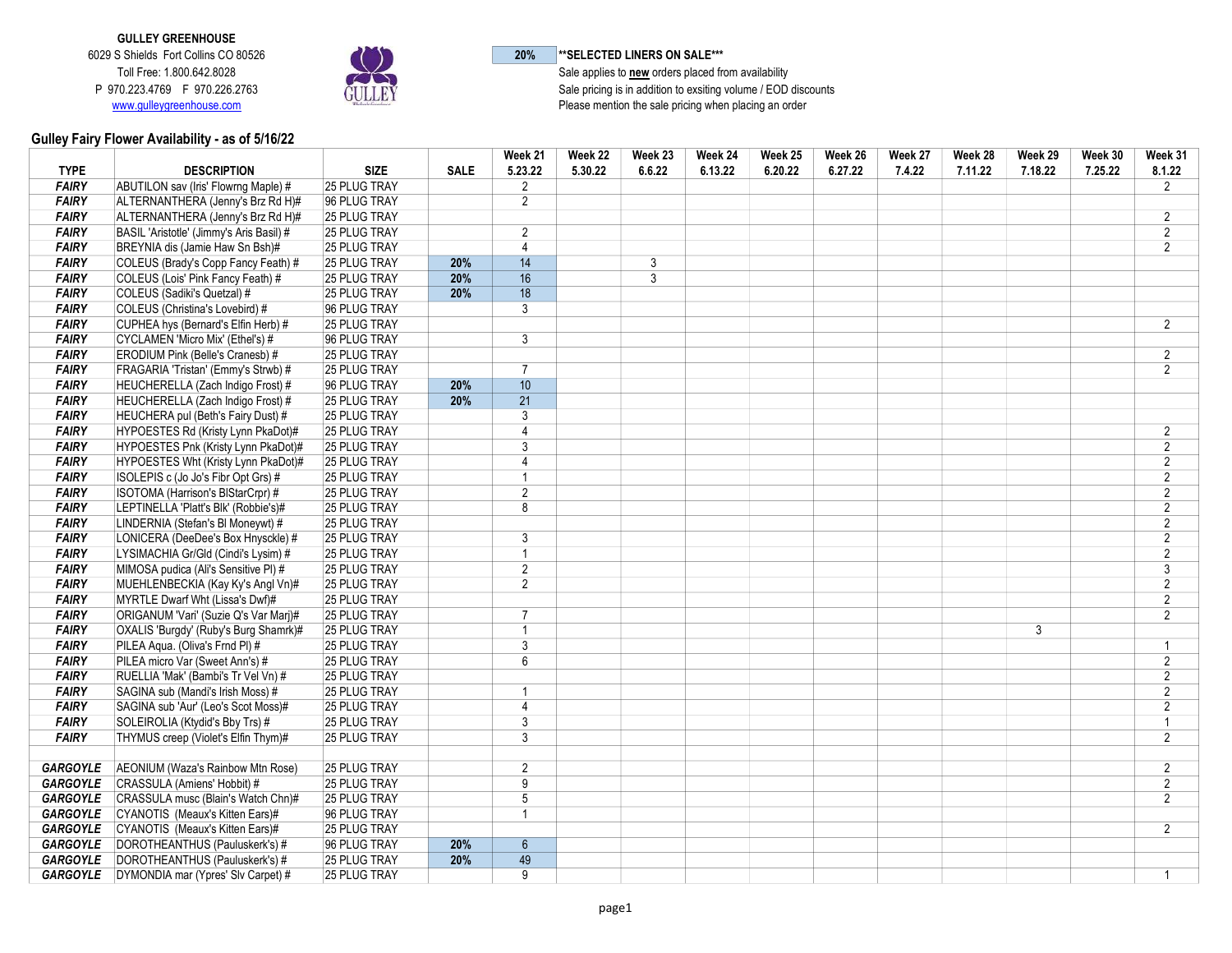**GULLEY GREENHOUSE**
6029 S Shields Fort Collins CO 80526
Toll Free: 1.800.642.8028
P 970.223.4769 F 970.226.2763
www.gulleygreenhouse.com

**20%** **\*\*SELECTED LINERS ON SALE\*\*\***
Sale applies to **new** orders placed from availability
Sale pricing is in addition to exiting volume / EOD discounts
Please mention the sale pricing when placing an order

## Gulley Fairy Flower Availability - as of 5/16/22

| TYPE | DESCRIPTION | SIZE | SALE | Week 21 5.23.22 | Week 22 5.30.22 | Week 23 6.6.22 | Week 24 6.13.22 | Week 25 6.20.22 | Week 26 6.27.22 | Week 27 7.4.22 | Week 28 7.11.22 | Week 29 7.18.22 | Week 30 7.25.22 | Week 31 8.1.22 |
|---|---|---|---|---|---|---|---|---|---|---|---|---|---|---|
| **FAIRY** | ABUTILON sav (Iris' Flowrng Maple) # | 25 PLUG TRAY | | 2 | | | | | | | | | | 2 |
| **FAIRY** | ALTERNANTHERA (Jenny's Brz Rd H)# | 96 PLUG TRAY | | 2 | | | | | | | | | | |
| **FAIRY** | ALTERNANTHERA (Jenny's Brz Rd H)# | 25 PLUG TRAY | | | | | | | | | | | | 2 |
| **FAIRY** | BASIL 'Aristotle' (Jimmy's Aris Basil) # | 25 PLUG TRAY | | 2 | | | | | | | | | | 2 |
| **FAIRY** | BREYNIA dis (Jamie Haw Sn Bsh)# | 25 PLUG TRAY | | 4 | | | | | | | | | | 2 |
| **FAIRY** | COLEUS (Brady's Copp Fancy Feath) # | 25 PLUG TRAY | 20% | 14 | | 3 | | | | | | | | |
| **FAIRY** | COLEUS (Lois' Pink Fancy Feath) # | 25 PLUG TRAY | 20% | 16 | | 3 | | | | | | | | |
| **FAIRY** | COLEUS (Sadiki's Quetzal) # | 25 PLUG TRAY | 20% | 18 | | | | | | | | | | |
| **FAIRY** | COLEUS (Christina's Lovebird) # | 96 PLUG TRAY | | 3 | | | | | | | | | | |
| **FAIRY** | CUPHEA hys (Bernard's Elfin Herb) # | 25 PLUG TRAY | | | | | | | | | | | | 2 |
| **FAIRY** | CYCLAMEN 'Micro Mix' (Ethel's) # | 96 PLUG TRAY | | 3 | | | | | | | | | | |
| **FAIRY** | ERODIUM Pink (Belle's Cranesb) # | 25 PLUG TRAY | | | | | | | | | | | | 2 |
| **FAIRY** | FRAGARIA 'Tristan' (Emmy's Strwb) # | 25 PLUG TRAY | | 7 | | | | | | | | | | 2 |
| **FAIRY** | HEUCHERELLA (Zach Indigo Frost) # | 96 PLUG TRAY | 20% | 10 | | | | | | | | | | |
| **FAIRY** | HEUCHERELLA (Zach Indigo Frost) # | 25 PLUG TRAY | 20% | 21 | | | | | | | | | | |
| **FAIRY** | HEUCHERA pul (Beth's Fairy Dust) # | 25 PLUG TRAY | | 3 | | | | | | | | | | |
| **FAIRY** | HYPOESTES Rd (Kristy Lynn PkaDot)# | 25 PLUG TRAY | | 4 | | | | | | | | | | 2 |
| **FAIRY** | HYPOESTES Pnk (Kristy Lynn PkaDot)# | 25 PLUG TRAY | | 3 | | | | | | | | | | 2 |
| **FAIRY** | HYPOESTES Wht (Kristy Lynn PkaDot)# | 25 PLUG TRAY | | 4 | | | | | | | | | | 2 |
| **FAIRY** | ISOLEPIS c (Jo Jo's Fibr Opt Grs) # | 25 PLUG TRAY | | 1 | | | | | | | | | | 2 |
| **FAIRY** | ISOTOMA (Harrison's BlStarCrpr) # | 25 PLUG TRAY | | 2 | | | | | | | | | | 2 |
| **FAIRY** | LEPTINELLA 'Platt's Blk' (Robbie's)# | 25 PLUG TRAY | | 8 | | | | | | | | | | 2 |
| **FAIRY** | LINDERNIA (Stefan's Bl Moneywt) # | 25 PLUG TRAY | | | | | | | | | | | | 2 |
| **FAIRY** | LONICERA (DeeDee's Box Hnysckle) # | 25 PLUG TRAY | | 3 | | | | | | | | | | 2 |
| **FAIRY** | LYSIMACHIA Gr/Gld (Cindi's Lysim) # | 25 PLUG TRAY | | 1 | | | | | | | | | | 2 |
| **FAIRY** | MIMOSA pudica (Ali's Sensitive Pl) # | 25 PLUG TRAY | | 2 | | | | | | | | | | 3 |
| **FAIRY** | MUEHLENBECKIA (Kay Ky's Angl Vn)# | 25 PLUG TRAY | | 2 | | | | | | | | | | 2 |
| **FAIRY** | MYRTLE Dwarf Wht (Lissa's Dwf)# | 25 PLUG TRAY | | | | | | | | | | | | 2 |
| **FAIRY** | ORIGANUM 'Vari' (Suzie Q's Var Marj)# | 25 PLUG TRAY | | 7 | | | | | | | | | | 2 |
| **FAIRY** | OXALIS 'Burgdy' (Ruby's Burg Shamrk)# | 25 PLUG TRAY | | 1 | | | | | | | | 3 | | |
| **FAIRY** | PILEA Aqua. (Oliva's Frnd Pl) # | 25 PLUG TRAY | | 3 | | | | | | | | | | 1 |
| **FAIRY** | PILEA micro Var (Sweet Ann's) # | 25 PLUG TRAY | | 6 | | | | | | | | | | 2 |
| **FAIRY** | RUELLIA 'Mak' (Bambi's Tr Vel Vn) # | 25 PLUG TRAY | | | | | | | | | | | | 2 |
| **FAIRY** | SAGINA sub (Mandi's Irish Moss) # | 25 PLUG TRAY | | 1 | | | | | | | | | | 2 |
| **FAIRY** | SAGINA sub 'Aur' (Leo's Scot Moss)# | 25 PLUG TRAY | | 4 | | | | | | | | | | 2 |
| **FAIRY** | SOLEIROLIA (Ktydid's Bby Trs) # | 25 PLUG TRAY | | 3 | | | | | | | | | | 1 |
| **FAIRY** | THYMUS creep (Violet's Elfin Thym)# | 25 PLUG TRAY | | 3 | | | | | | | | | | 2 |
| | | | | | | | | | | | | | | |
| **GARGOYLE** | AEONIUM (Waza's Rainbow Mtn Rose) | 25 PLUG TRAY | | 2 | | | | | | | | | | 2 |
| **GARGOYLE** | CRASSULA (Amiens' Hobbit) # | 25 PLUG TRAY | | 9 | | | | | | | | | | 2 |
| **GARGOYLE** | CRASSULA musc (Blain's Watch Chn)# | 25 PLUG TRAY | | 5 | | | | | | | | | | 2 |
| **GARGOYLE** | CYANOTIS (Meaux's Kitten Ears)# | 96 PLUG TRAY | | 1 | | | | | | | | | | |
| **GARGOYLE** | CYANOTIS (Meaux's Kitten Ears)# | 25 PLUG TRAY | | | | | | | | | | | | 2 |
| **GARGOYLE** | DOROTHEANTHUS (Pauluskerk's) # | 96 PLUG TRAY | 20% | 6 | | | | | | | | | | |
| **GARGOYLE** | DOROTHEANTHUS (Pauluskerk's) # | 25 PLUG TRAY | 20% | 49 | | | | | | | | | | |
| **GARGOYLE** | DYMONDIA mar (Ypres' Slv Carpet) # | 25 PLUG TRAY | | 9 | | | | | | | | | | 1 |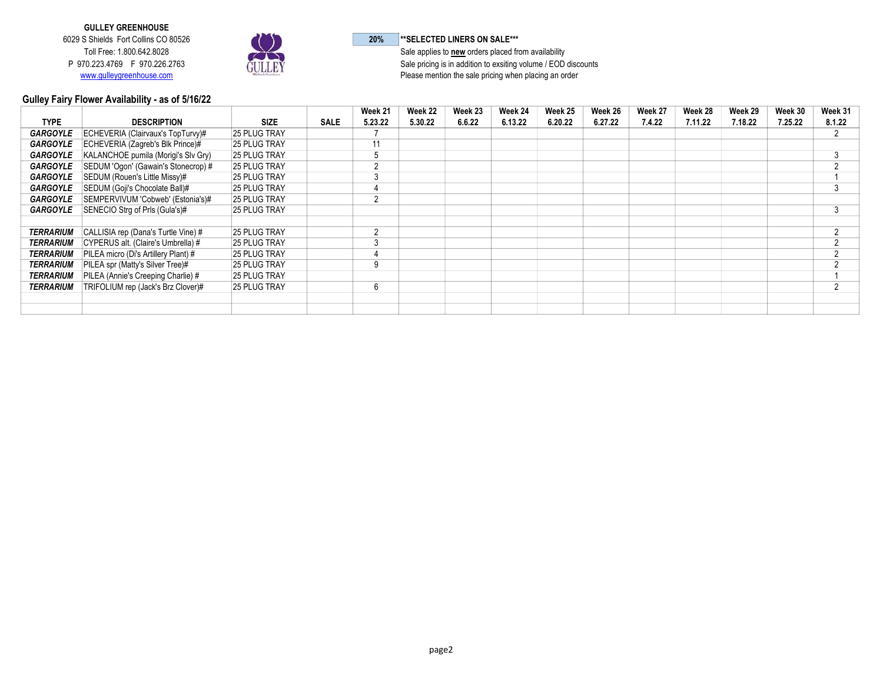**GULLEY GREENHOUSE**
6029 S Shields Fort Collins CO 80526
Toll Free: 1.800.642.8028
P 970.223.4769 F 970.226.2763
www.gulleygreenhouse.com

**20%** **\*\*SELECTED LINERS ON SALE\*\*\***
Sale applies to **new** orders placed from availability
Sale pricing is in addition to exsiting volume / EOD discounts
Please mention the sale pricing when placing an order

## Gulley Fairy Flower Availability - as of 5/16/22

| TYPE | DESCRIPTION | SIZE | SALE | Week 21 5.23.22 | Week 22 5.30.22 | Week 23 6.6.22 | Week 24 6.13.22 | Week 25 6.20.22 | Week 26 6.27.22 | Week 27 7.4.22 | Week 28 7.11.22 | Week 29 7.18.22 | Week 30 7.25.22 | Week 31 8.1.22 |
|---|---|---|---|---|---|---|---|---|---|---|---|---|---|---|
| ***GARGOYLE*** | ECHEVERIA (Clairvaux's TopTurvy)# | 25 PLUG TRAY | | 7 | | | | | | | | | | 2 |
| ***GARGOYLE*** | ECHEVERIA (Zagreb's Blk Prince)# | 25 PLUG TRAY | | 11 | | | | | | | | | | |
| ***GARGOYLE*** | KALANCHOE pumila (Morigi's Slv Gry) | 25 PLUG TRAY | | 5 | | | | | | | | | | 3 |
| ***GARGOYLE*** | SEDUM 'Ogon' (Gawain's Stonecrop) # | 25 PLUG TRAY | | 2 | | | | | | | | | | 2 |
| ***GARGOYLE*** | SEDUM (Rouen's Little Missy)# | 25 PLUG TRAY | | 3 | | | | | | | | | | 1 |
| ***GARGOYLE*** | SEDUM (Goji's Chocolate Ball)# | 25 PLUG TRAY | | 4 | | | | | | | | | | 3 |
| ***GARGOYLE*** | SEMPERVIVUM 'Cobweb' (Estonia's)# | 25 PLUG TRAY | | 2 | | | | | | | | | | |
| ***GARGOYLE*** | SENECIO Strg of Prls (Gula's)# | 25 PLUG TRAY | | | | | | | | | | | | 3 |
| | | | | | | | | | | | | | | |
| ***TERRARIUM*** | CALLISIA rep (Dana's Turtle Vine) # | 25 PLUG TRAY | | 2 | | | | | | | | | | 2 |
| ***TERRARIUM*** | CYPERUS alt. (Claire's Umbrella) # | 25 PLUG TRAY | | 3 | | | | | | | | | | 2 |
| ***TERRARIUM*** | PILEA micro (Di's Artillery Plant) # | 25 PLUG TRAY | | 4 | | | | | | | | | | 2 |
| ***TERRARIUM*** | PILEA spr (Matty's Silver Tree)# | 25 PLUG TRAY | | 9 | | | | | | | | | | 2 |
| ***TERRARIUM*** | PILEA (Annie's Creeping Charlie) # | 25 PLUG TRAY | | | | | | | | | | | | 1 |
| ***TERRARIUM*** | TRIFOLIUM rep (Jack's Brz Clover)# | 25 PLUG TRAY | | 6 | | | | | | | | | | 2 |